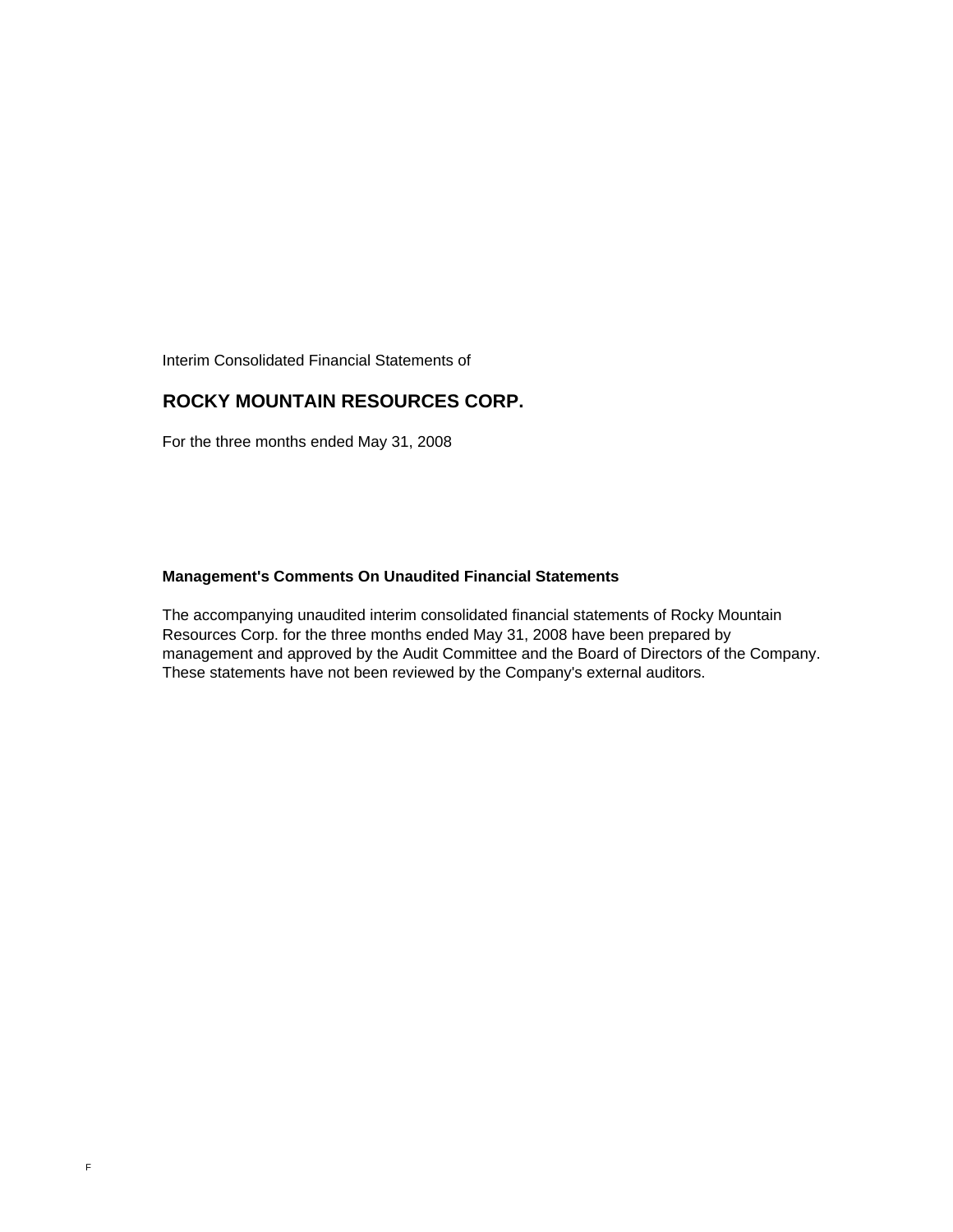Interim Consolidated Financial Statements of

# ROCKY MOUNTAIN RESOURCES CORP.

For the three months ended May 31, 2008

**Management's Comments On Unaudited Financial Statements**

The accompanying unaudited interim consolidated financial statements of Rocky Mountain Resources Corp. for the three months ended May 31, 2008 have been prepared by management and approved by the Audit Committee and the Board of Directors of the Company. These statements have not been reviewed by the Company's external auditors.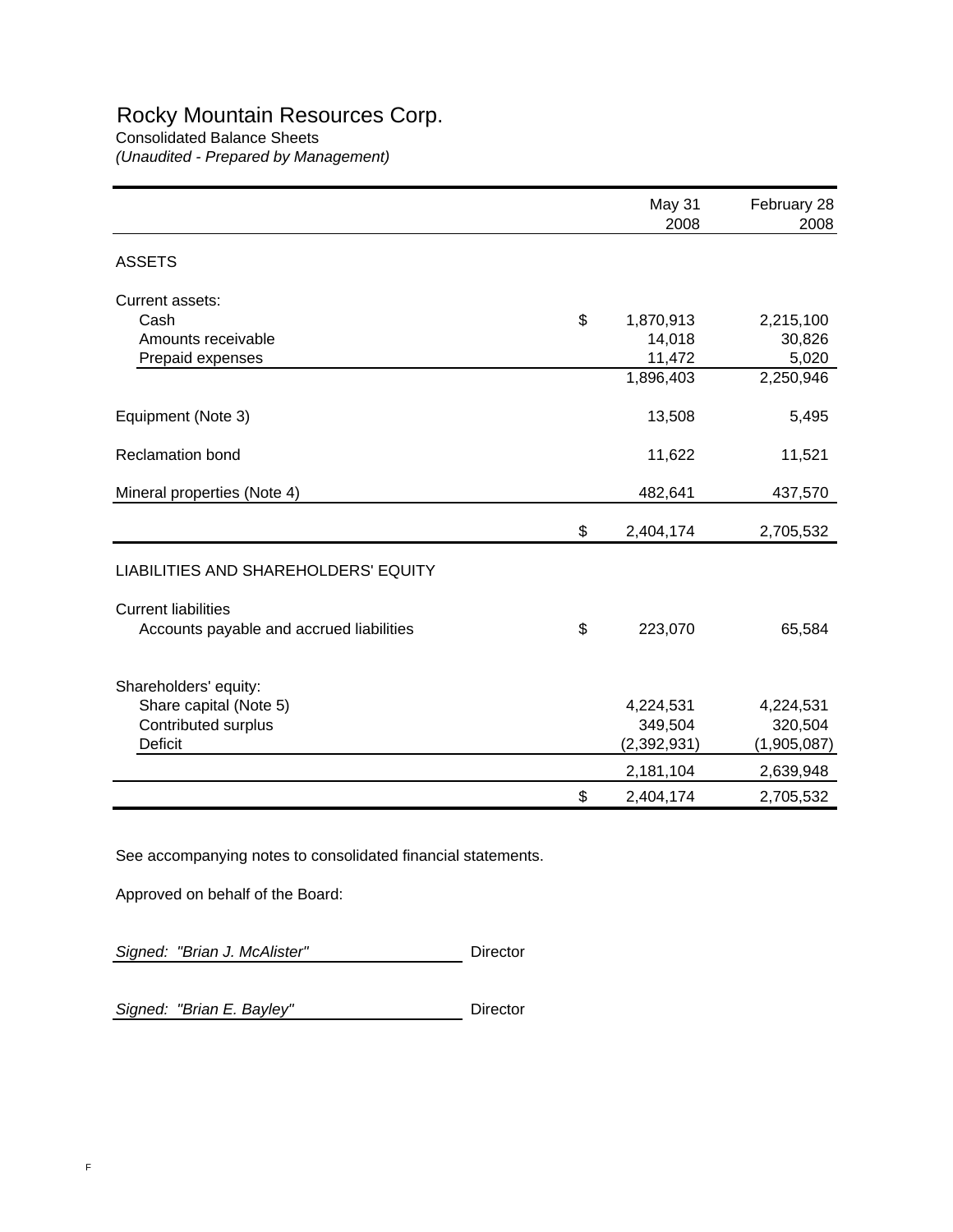# Rocky Mountain Resources Corp.

Consolidated Balance Sheets

*(Unaudited - Prepared by Management)*

| | | May 31 2008 | February 28 2008 |
|---|---|---|---|
| ASSETS | | | |
| Current assets: | | | |
| Cash | $ | 1,870,913 | 2,215,100 |
| Amounts receivable | | 14,018 | 30,826 |
| Prepaid expenses | | 11,472 | 5,020 |
| | | 1,896,403 | 2,250,946 |
| Equipment (Note 3) | | 13,508 | 5,495 |
| Reclamation bond | | 11,622 | 11,521 |
| Mineral properties (Note 4) | | 482,641 | 437,570 |
| | $ | 2,404,174 | 2,705,532 |
| LIABILITIES AND SHAREHOLDERS' EQUITY | | | |
| Current liabilities | | | |
| Accounts payable and accrued liabilities | $ | 223,070 | 65,584 |
| Shareholders' equity: | | | |
| Share capital (Note 5) | | 4,224,531 | 4,224,531 |
| Contributed surplus | | 349,504 | 320,504 |
| Deficit | | (2,392,931) | (1,905,087) |
| | | 2,181,104 | 2,639,948 |
| | $ | 2,404,174 | 2,705,532 |

See accompanying notes to consolidated financial statements.

Approved on behalf of the Board:

*Signed: "Brian J. McAlister"* Director

*Signed: "Brian E. Bayley"* Director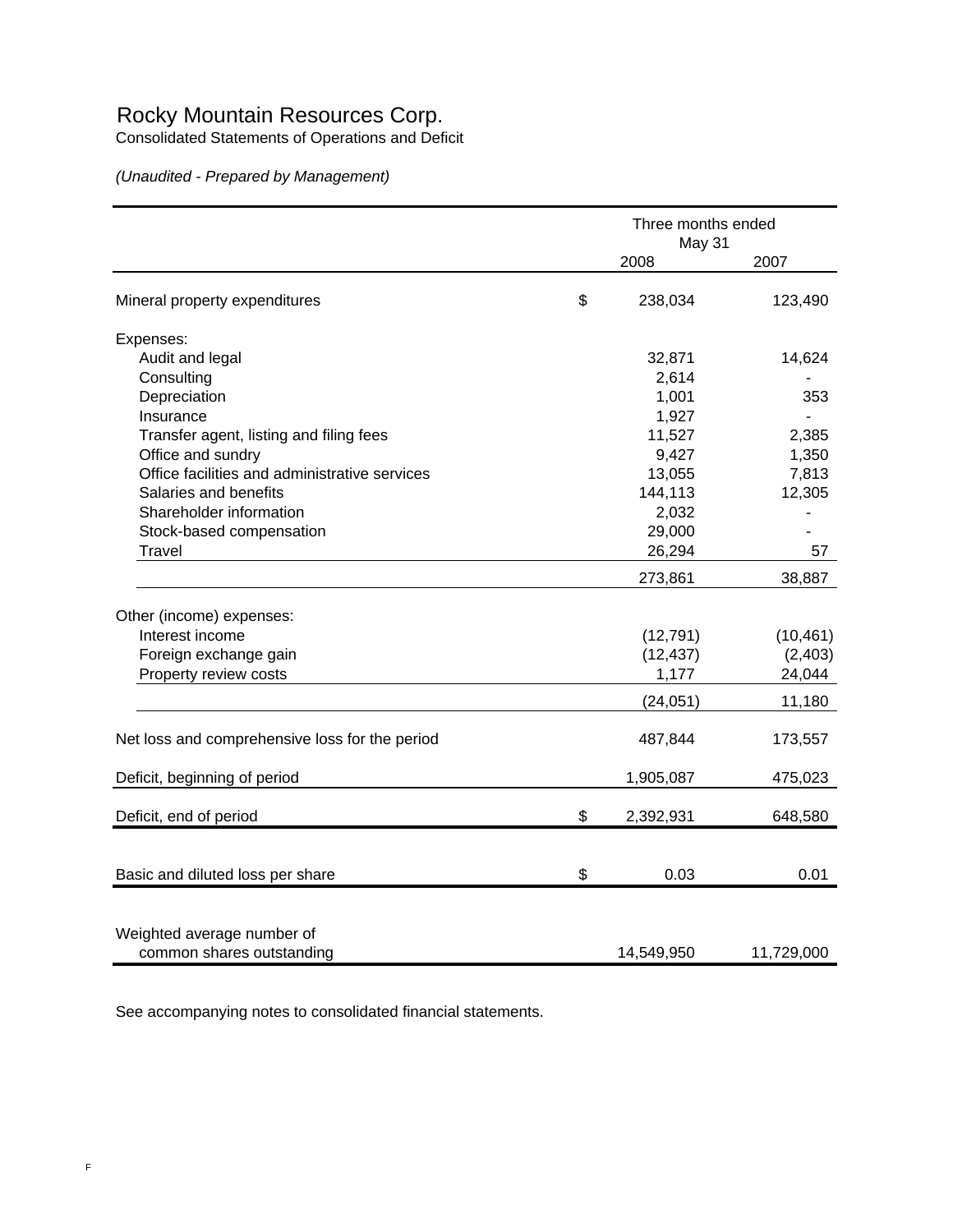# Rocky Mountain Resources Corp.

Consolidated Statements of Operations and Deficit

*(Unaudited - Prepared by Management)*

| | | Three months ended May 31 | |
|---|---|---|---|
| | | 2008 | 2007 |
| Mineral property expenditures | $ | 238,034 | 123,490 |
| Expenses: | | | |
| Audit and legal | | 32,871 | 14,624 |
| Consulting | | 2,614 | - |
| Depreciation | | 1,001 | 353 |
| Insurance | | 1,927 | - |
| Transfer agent, listing and filing fees | | 11,527 | 2,385 |
| Office and sundry | | 9,427 | 1,350 |
| Office facilities and administrative services | | 13,055 | 7,813 |
| Salaries and benefits | | 144,113 | 12,305 |
| Shareholder information | | 2,032 | - |
| Stock-based compensation | | 29,000 | - |
| Travel | | 26,294 | 57 |
| | | 273,861 | 38,887 |
| Other (income) expenses: | | | |
| Interest income | | (12,791) | (10,461) |
| Foreign exchange gain | | (12,437) | (2,403) |
| Property review costs | | 1,177 | 24,044 |
| | | (24,051) | 11,180 |
| Net loss and comprehensive loss for the period | | 487,844 | 173,557 |
| Deficit, beginning of period | | 1,905,087 | 475,023 |
| Deficit, end of period | $ | 2,392,931 | 648,580 |
| Basic and diluted loss per share | $ | 0.03 | 0.01 |
| Weighted average number of common shares outstanding | | 14,549,950 | 11,729,000 |

See accompanying notes to consolidated financial statements.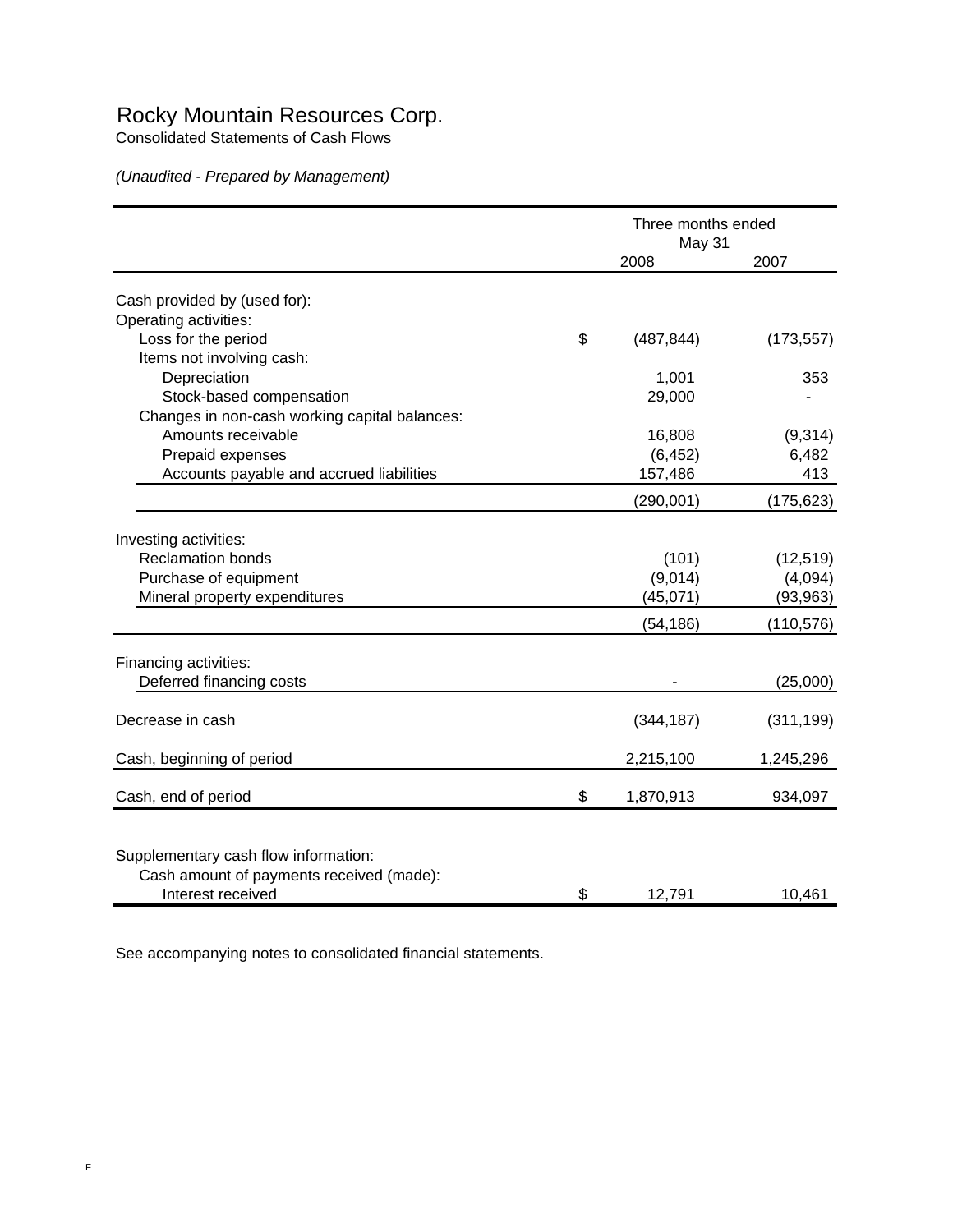# Rocky Mountain Resources Corp.

Consolidated Statements of Cash Flows

*(Unaudited - Prepared by Management)*

| | | Three months ended May 31 | |
|---|---|---|---|
| | | 2008 | 2007 |
| Cash provided by (used for): | | | |
| Operating activities: | | | |
| Loss for the period | $ | (487,844) | (173,557) |
| Items not involving cash: | | | |
| Depreciation | | 1,001 | 353 |
| Stock-based compensation | | 29,000 | - |
| Changes in non-cash working capital balances: | | | |
| Amounts receivable | | 16,808 | (9,314) |
| Prepaid expenses | | (6,452) | 6,482 |
| Accounts payable and accrued liabilities | | 157,486 | 413 |
| | | (290,001) | (175,623) |
| Investing activities: | | | |
| Reclamation bonds | | (101) | (12,519) |
| Purchase of equipment | | (9,014) | (4,094) |
| Mineral property expenditures | | (45,071) | (93,963) |
| | | (54,186) | (110,576) |
| Financing activities: | | | |
| Deferred financing costs | | - | (25,000) |
| Decrease in cash | | (344,187) | (311,199) |
| Cash, beginning of period | | 2,215,100 | 1,245,296 |
| Cash, end of period | $ | 1,870,913 | 934,097 |
| Supplementary cash flow information: | | | |
| Cash amount of payments received (made): | | | |
| Interest received | $ | 12,791 | 10,461 |

See accompanying notes to consolidated financial statements.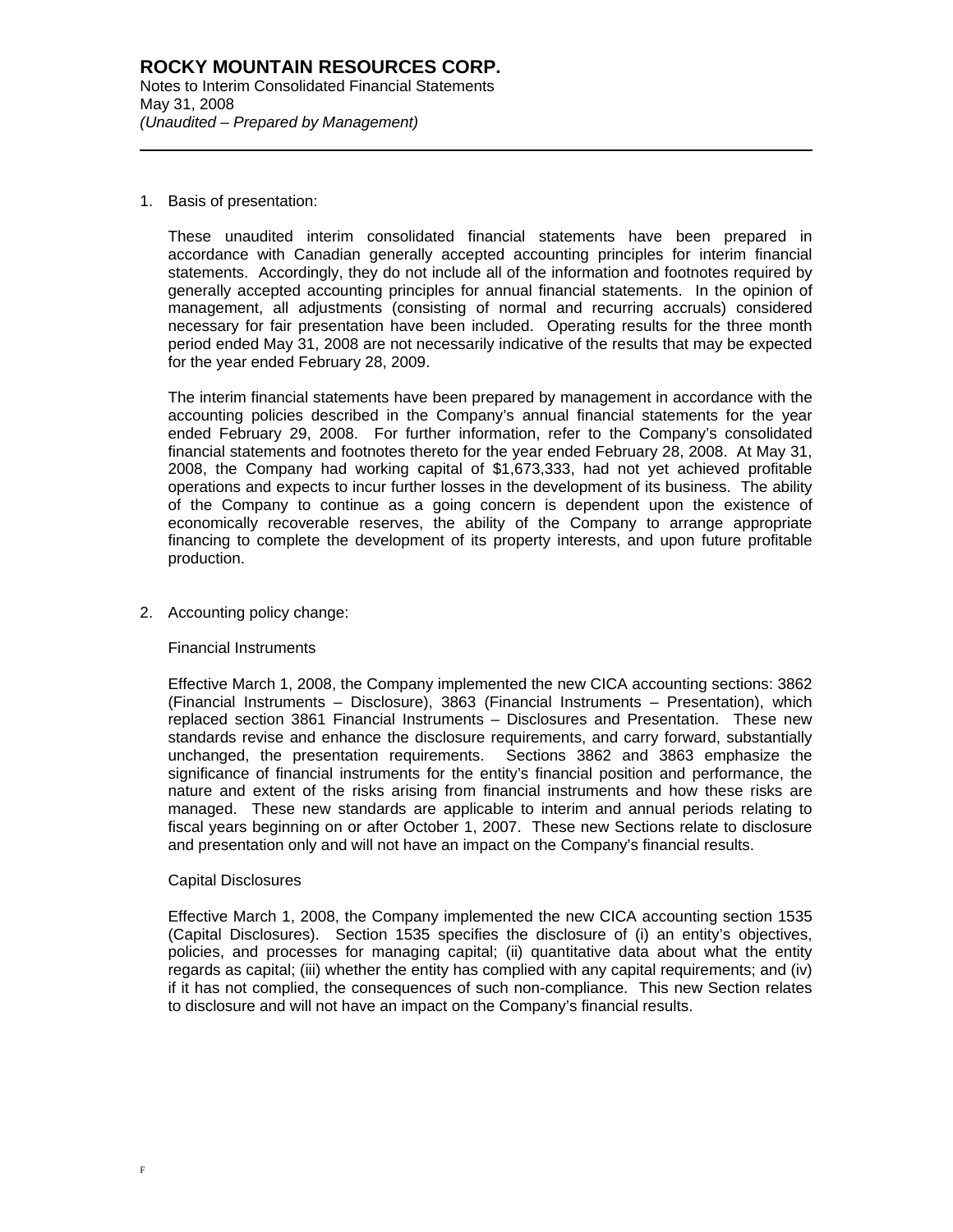# ROCKY MOUNTAIN RESOURCES CORP.

Notes to Interim Consolidated Financial Statements
May 31, 2008
*(Unaudited – Prepared by Management)*

1. Basis of presentation:

   These unaudited interim consolidated financial statements have been prepared in accordance with Canadian generally accepted accounting principles for interim financial statements. Accordingly, they do not include all of the information and footnotes required by generally accepted accounting principles for annual financial statements. In the opinion of management, all adjustments (consisting of normal and recurring accruals) considered necessary for fair presentation have been included. Operating results for the three month period ended May 31, 2008 are not necessarily indicative of the results that may be expected for the year ended February 28, 2009.

   The interim financial statements have been prepared by management in accordance with the accounting policies described in the Company's annual financial statements for the year ended February 29, 2008. For further information, refer to the Company's consolidated financial statements and footnotes thereto for the year ended February 28, 2008. At May 31, 2008, the Company had working capital of $1,673,333, had not yet achieved profitable operations and expects to incur further losses in the development of its business. The ability of the Company to continue as a going concern is dependent upon the existence of economically recoverable reserves, the ability of the Company to arrange appropriate financing to complete the development of its property interests, and upon future profitable production.

2. Accounting policy change:

   Financial Instruments

   Effective March 1, 2008, the Company implemented the new CICA accounting sections: 3862 (Financial Instruments – Disclosure), 3863 (Financial Instruments – Presentation), which replaced section 3861 Financial Instruments – Disclosures and Presentation. These new standards revise and enhance the disclosure requirements, and carry forward, substantially unchanged, the presentation requirements. Sections 3862 and 3863 emphasize the significance of financial instruments for the entity's financial position and performance, the nature and extent of the risks arising from financial instruments and how these risks are managed. These new standards are applicable to interim and annual periods relating to fiscal years beginning on or after October 1, 2007. These new Sections relate to disclosure and presentation only and will not have an impact on the Company's financial results.

   Capital Disclosures

   Effective March 1, 2008, the Company implemented the new CICA accounting section 1535 (Capital Disclosures). Section 1535 specifies the disclosure of (i) an entity's objectives, policies, and processes for managing capital; (ii) quantitative data about what the entity regards as capital; (iii) whether the entity has complied with any capital requirements; and (iv) if it has not complied, the consequences of such non-compliance. This new Section relates to disclosure and will not have an impact on the Company's financial results.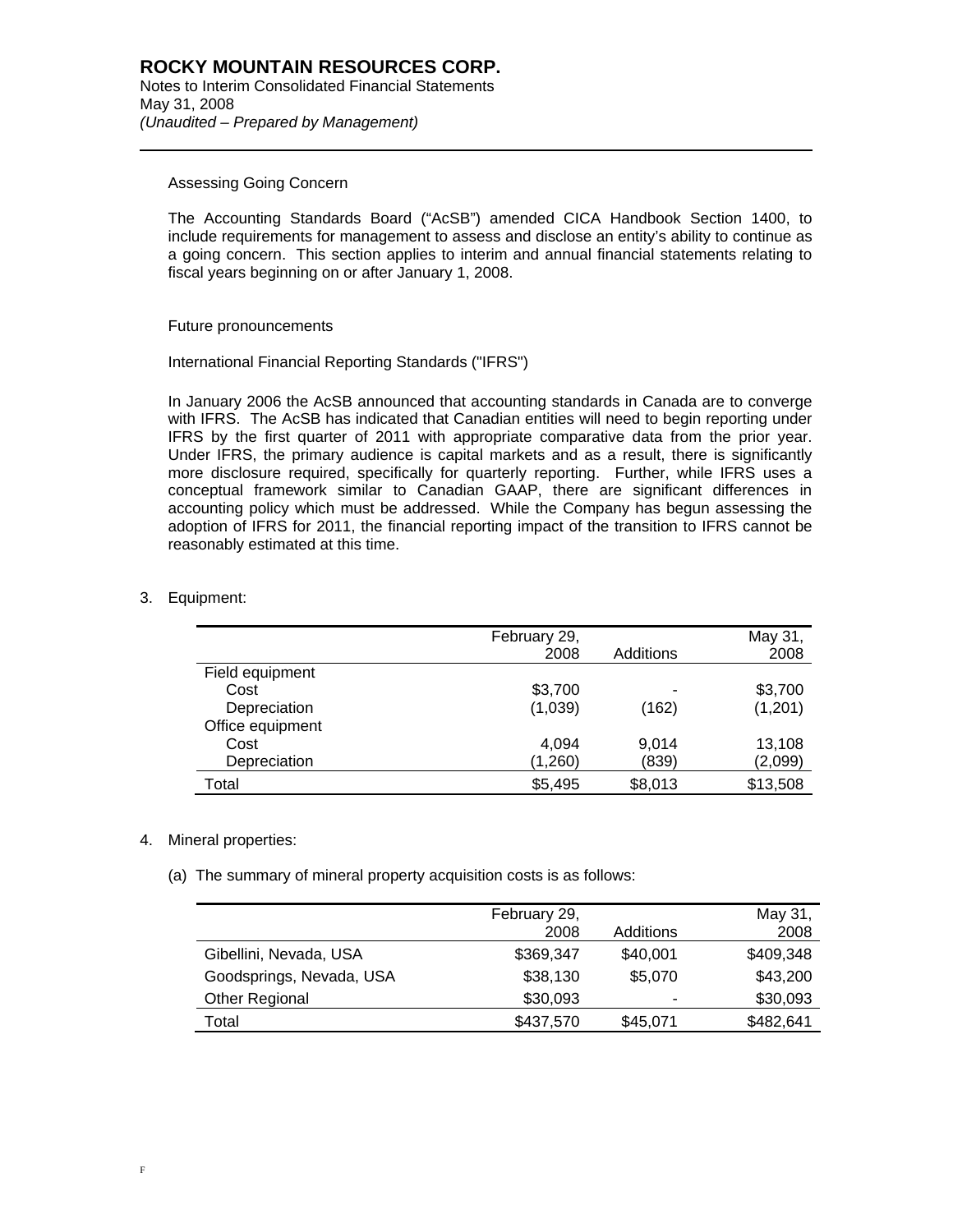Assessing Going Concern

The Accounting Standards Board ("AcSB") amended CICA Handbook Section 1400, to include requirements for management to assess and disclose an entity's ability to continue as a going concern. This section applies to interim and annual financial statements relating to fiscal years beginning on or after January 1, 2008.

Future pronouncements

International Financial Reporting Standards ("IFRS")

In January 2006 the AcSB announced that accounting standards in Canada are to converge with IFRS. The AcSB has indicated that Canadian entities will need to begin reporting under IFRS by the first quarter of 2011 with appropriate comparative data from the prior year. Under IFRS, the primary audience is capital markets and as a result, there is significantly more disclosure required, specifically for quarterly reporting. Further, while IFRS uses a conceptual framework similar to Canadian GAAP, there are significant differences in accounting policy which must be addressed. While the Company has begun assessing the adoption of IFRS for 2011, the financial reporting impact of the transition to IFRS cannot be reasonably estimated at this time.

3. Equipment:

| | February 29, 2008 | Additions | May 31, 2008 |
|---|---|---|---|
| Field equipment | | | |
| Cost | $3,700 | - | $3,700 |
| Depreciation | (1,039) | (162) | (1,201) |
| Office equipment | | | |
| Cost | 4,094 | 9,014 | 13,108 |
| Depreciation | (1,260) | (839) | (2,099) |
| Total | $5,495 | $8,013 | $13,508 |

4. Mineral properties:

(a) The summary of mineral property acquisition costs is as follows:

| | February 29, 2008 | Additions | May 31, 2008 |
|---|---|---|---|
| Gibellini, Nevada, USA | $369,347 | $40,001 | $409,348 |
| Goodsprings, Nevada, USA | $38,130 | $5,070 | $43,200 |
| Other Regional | $30,093 | - | $30,093 |
| Total | $437,570 | $45,071 | $482,641 |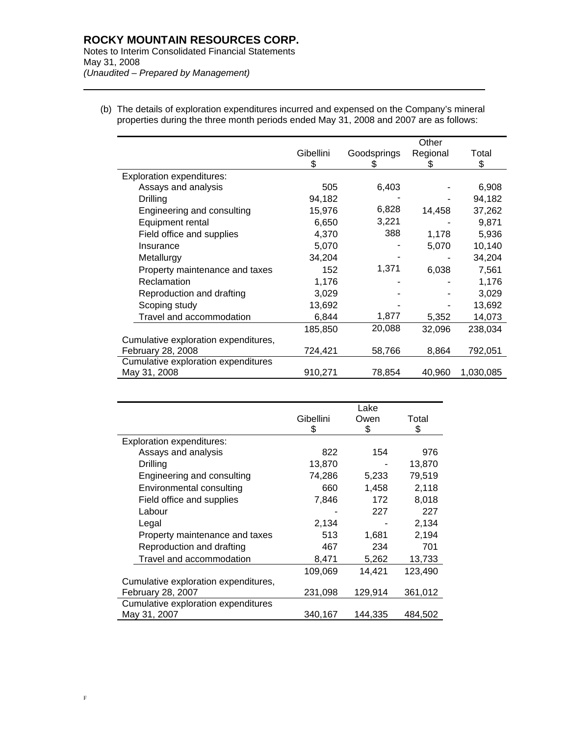(b) The details of exploration expenditures incurred and expensed on the Company's mineral properties during the three month periods ended May 31, 2008 and 2007 are as follows:

| | Gibellini<br>$ | Goodsprings<br>$ | Other Regional<br>$ | Total<br>$ |
|---|---|---|---|---|
| Exploration expenditures: | | | | |
| Assays and analysis | 505 | 6,403 | - | 6,908 |
| Drilling | 94,182 | - | - | 94,182 |
| Engineering and consulting | 15,976 | 6,828 | 14,458 | 37,262 |
| Equipment rental | 6,650 | 3,221 | - | 9,871 |
| Field office and supplies | 4,370 | 388 | 1,178 | 5,936 |
| Insurance | 5,070 | - | 5,070 | 10,140 |
| Metallurgy | 34,204 | - | - | 34,204 |
| Property maintenance and taxes | 152 | 1,371 | 6,038 | 7,561 |
| Reclamation | 1,176 | - | - | 1,176 |
| Reproduction and drafting | 3,029 | - | - | 3,029 |
| Scoping study | 13,692 | - | - | 13,692 |
| Travel and accommodation | 6,844 | 1,877 | 5,352 | 14,073 |
| | 185,850 | 20,088 | 32,096 | 238,034 |
| Cumulative exploration expenditures, February 28, 2008 | 724,421 | 58,766 | 8,864 | 792,051 |
| Cumulative exploration expenditures May 31, 2008 | 910,271 | 78,854 | 40,960 | 1,030,085 |

| | Gibellini<br>$ | Lake Owen<br>$ | Total<br>$ |
|---|---|---|---|
| Exploration expenditures: | | | |
| Assays and analysis | 822 | 154 | 976 |
| Drilling | 13,870 | - | 13,870 |
| Engineering and consulting | 74,286 | 5,233 | 79,519 |
| Environmental consulting | 660 | 1,458 | 2,118 |
| Field office and supplies | 7,846 | 172 | 8,018 |
| Labour | - | 227 | 227 |
| Legal | 2,134 | - | 2,134 |
| Property maintenance and taxes | 513 | 1,681 | 2,194 |
| Reproduction and drafting | 467 | 234 | 701 |
| Travel and accommodation | 8,471 | 5,262 | 13,733 |
| | 109,069 | 14,421 | 123,490 |
| Cumulative exploration expenditures, February 28, 2007 | 231,098 | 129,914 | 361,012 |
| Cumulative exploration expenditures May 31, 2007 | 340,167 | 144,335 | 484,502 |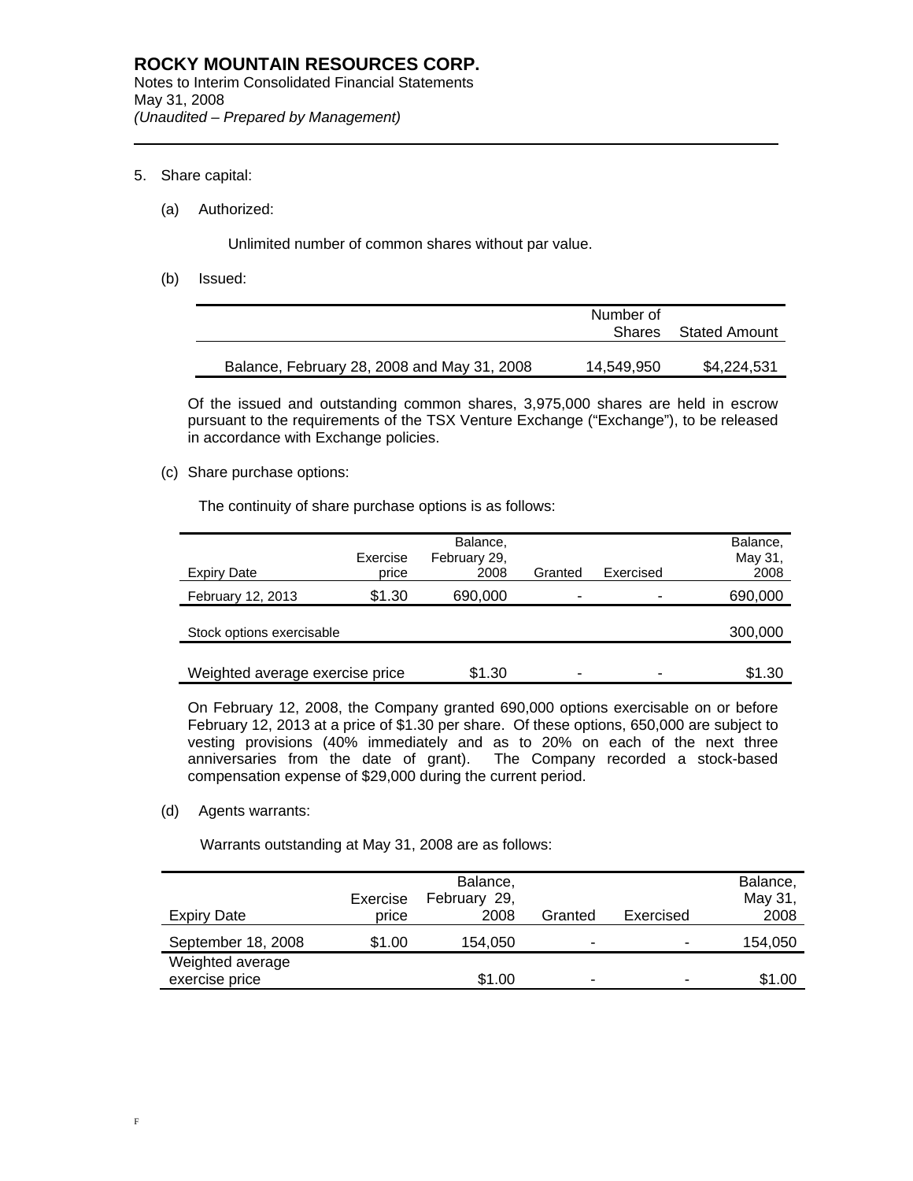**ROCKY MOUNTAIN RESOURCES CORP.**
Notes to Interim Consolidated Financial Statements
May 31, 2008
*(Unaudited – Prepared by Management)*

5. Share capital:

   (a) Authorized:

   Unlimited number of common shares without par value.

   (b) Issued:

| | Number of Shares | Stated Amount |
|---|---|---|
| Balance, February 28, 2008 and May 31, 2008 | 14,549,950 | $4,224,531 |

Of the issued and outstanding common shares, 3,975,000 shares are held in escrow pursuant to the requirements of the TSX Venture Exchange ("Exchange"), to be released in accordance with Exchange policies.

   (c) Share purchase options:

   The continuity of share purchase options is as follows:

| Expiry Date | Exercise price | Balance, February 29, 2008 | Granted | Exercised | Balance, May 31, 2008 |
|---|---|---|---|---|---|
| February 12, 2013 | $1.30 | 690,000 | - | - | 690,000 |
| Stock options exercisable | | | | | 300,000 |
| Weighted average exercise price | | $1.30 | - | - | $1.30 |

On February 12, 2008, the Company granted 690,000 options exercisable on or before February 12, 2013 at a price of $1.30 per share. Of these options, 650,000 are subject to vesting provisions (40% immediately and as to 20% on each of the next three anniversaries from the date of grant). The Company recorded a stock-based compensation expense of $29,000 during the current period.

   (d) Agents warrants:

   Warrants outstanding at May 31, 2008 are as follows:

| Expiry Date | Exercise price | Balance, February 29, 2008 | Granted | Exercised | Balance, May 31, 2008 |
|---|---|---|---|---|---|
| September 18, 2008 | $1.00 | 154,050 | - | - | 154,050 |
| Weighted average exercise price | | $1.00 | - | - | $1.00 |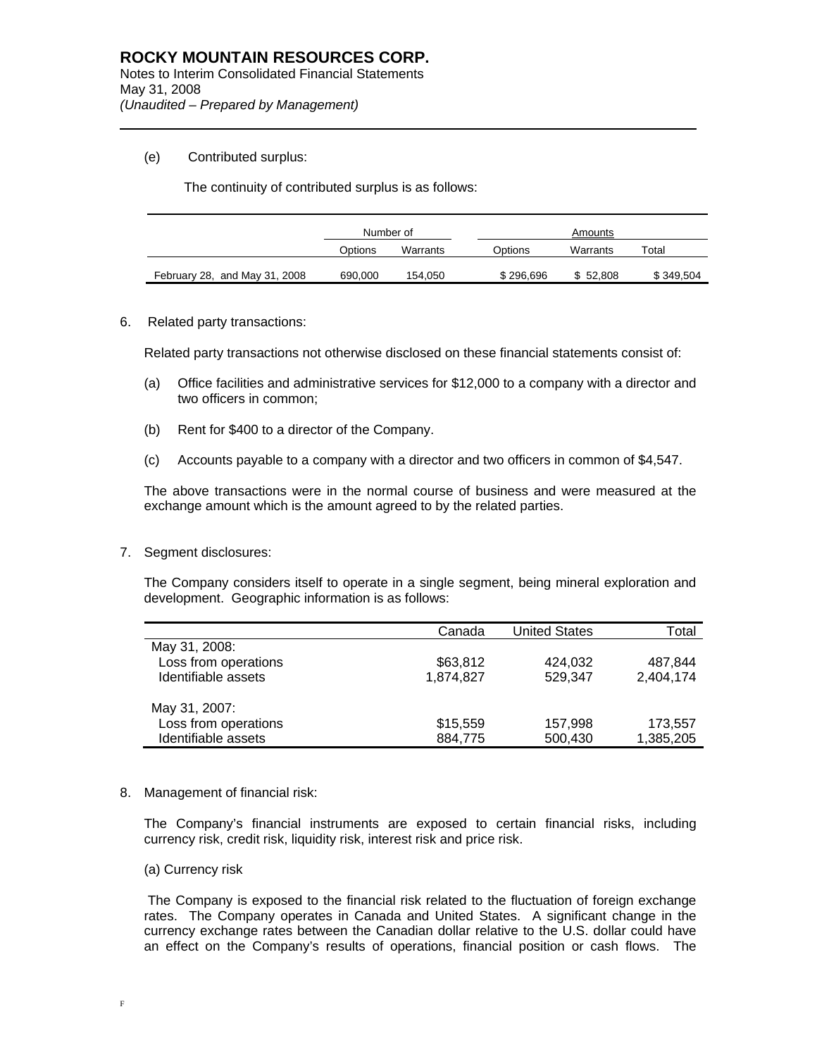(e) Contributed surplus:

The continuity of contributed surplus is as follows:

| | Number of | | Amounts | | |
|---|---|---|---|---|---|
| | Options | Warrants | Options | Warrants | Total |
| February 28, and May 31, 2008 | 690,000 | 154,050 | $ 296,696 | $ 52,808 | $ 349,504 |

6. Related party transactions:

Related party transactions not otherwise disclosed on these financial statements consist of:

(a) Office facilities and administrative services for $12,000 to a company with a director and two officers in common;

(b) Rent for $400 to a director of the Company.

(c) Accounts payable to a company with a director and two officers in common of $4,547.

The above transactions were in the normal course of business and were measured at the exchange amount which is the amount agreed to by the related parties.

7. Segment disclosures:

The Company considers itself to operate in a single segment, being mineral exploration and development. Geographic information is as follows:

| | Canada | United States | Total |
|---|---|---|---|
| May 31, 2008: | | | |
| Loss from operations | $63,812 | 424,032 | 487,844 |
| Identifiable assets | 1,874,827 | 529,347 | 2,404,174 |
| May 31, 2007: | | | |
| Loss from operations | $15,559 | 157,998 | 173,557 |
| Identifiable assets | 884,775 | 500,430 | 1,385,205 |

8. Management of financial risk:

The Company's financial instruments are exposed to certain financial risks, including currency risk, credit risk, liquidity risk, interest risk and price risk.

(a) Currency risk

The Company is exposed to the financial risk related to the fluctuation of foreign exchange rates. The Company operates in Canada and United States. A significant change in the currency exchange rates between the Canadian dollar relative to the U.S. dollar could have an effect on the Company's results of operations, financial position or cash flows. The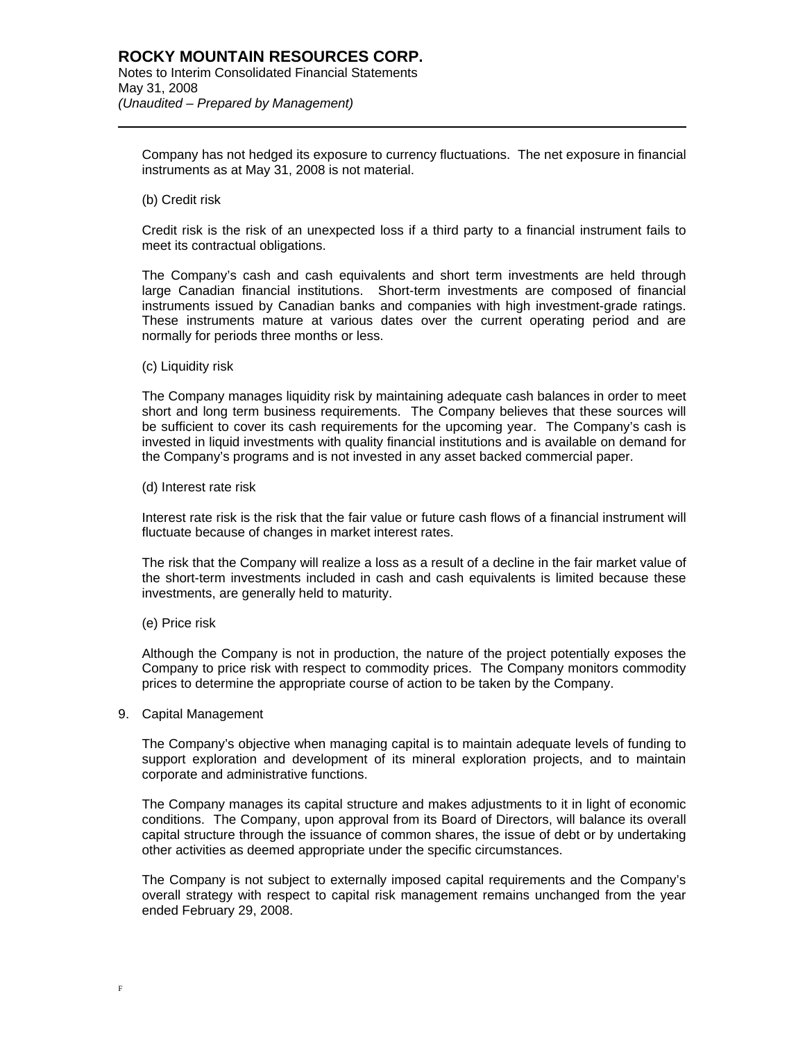Company has not hedged its exposure to currency fluctuations. The net exposure in financial instruments as at May 31, 2008 is not material.

(b) Credit risk

Credit risk is the risk of an unexpected loss if a third party to a financial instrument fails to meet its contractual obligations.

The Company's cash and cash equivalents and short term investments are held through large Canadian financial institutions. Short-term investments are composed of financial instruments issued by Canadian banks and companies with high investment-grade ratings. These instruments mature at various dates over the current operating period and are normally for periods three months or less.

(c) Liquidity risk

The Company manages liquidity risk by maintaining adequate cash balances in order to meet short and long term business requirements. The Company believes that these sources will be sufficient to cover its cash requirements for the upcoming year. The Company's cash is invested in liquid investments with quality financial institutions and is available on demand for the Company's programs and is not invested in any asset backed commercial paper.

(d) Interest rate risk

Interest rate risk is the risk that the fair value or future cash flows of a financial instrument will fluctuate because of changes in market interest rates.

The risk that the Company will realize a loss as a result of a decline in the fair market value of the short-term investments included in cash and cash equivalents is limited because these investments, are generally held to maturity.

(e) Price risk

Although the Company is not in production, the nature of the project potentially exposes the Company to price risk with respect to commodity prices. The Company monitors commodity prices to determine the appropriate course of action to be taken by the Company.

9. Capital Management

The Company's objective when managing capital is to maintain adequate levels of funding to support exploration and development of its mineral exploration projects, and to maintain corporate and administrative functions.

The Company manages its capital structure and makes adjustments to it in light of economic conditions. The Company, upon approval from its Board of Directors, will balance its overall capital structure through the issuance of common shares, the issue of debt or by undertaking other activities as deemed appropriate under the specific circumstances.

The Company is not subject to externally imposed capital requirements and the Company's overall strategy with respect to capital risk management remains unchanged from the year ended February 29, 2008.